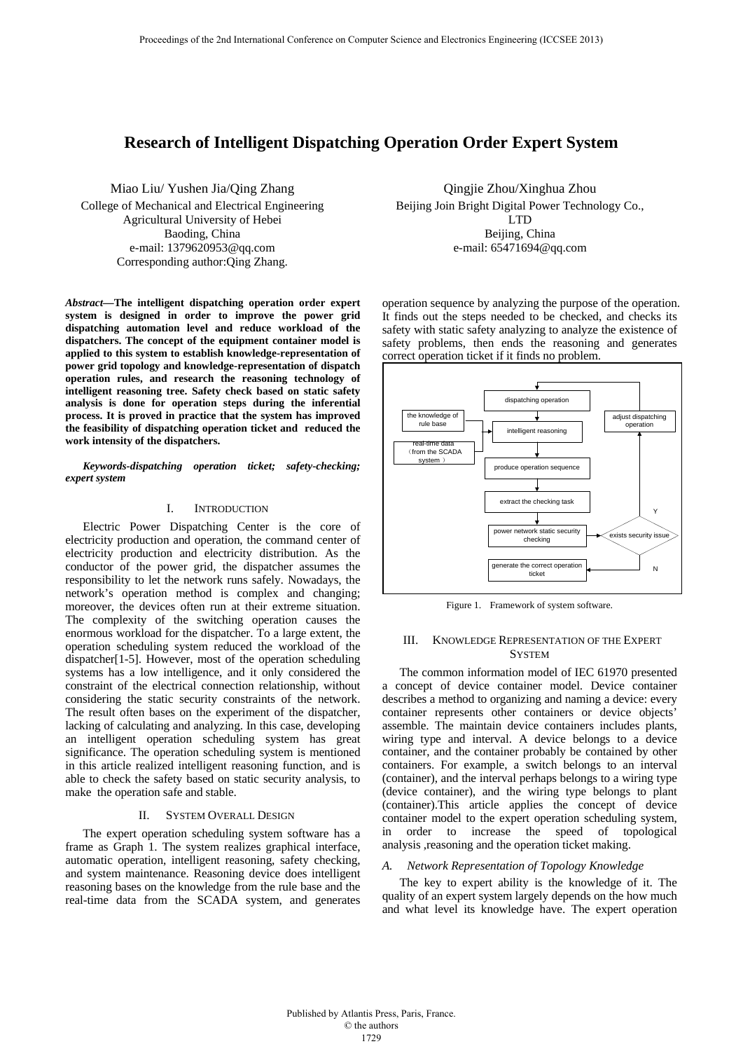# Research of Intelligent Dispatching Operation Order Expert System

Miao Liu/ Yushen Jia/Qing Zhang
College of Mechanical and Electrical Engineering
Agricultural University of Hebei
Baoding, China
e-mail: 1379620953@qq.com
Corresponding author:Qing Zhang.

Qingjie Zhou/Xinghua Zhou
Beijing Join Bright Digital Power Technology Co., LTD
Beijing, China
e-mail: 65471694@qq.com

***Abstract*—The intelligent dispatching operation order expert system is designed in order to improve the power grid dispatching automation level and reduce workload of the dispatchers. The concept of the equipment container model is applied to this system to establish knowledge-representation of power grid topology and knowledge-representation of dispatch operation rules, and research the reasoning technology of intelligent reasoning tree. Safety check based on static safety analysis is done for operation steps during the inferential process. It is proved in practice that the system has improved the feasibility of dispatching operation ticket and reduced the work intensity of the dispatchers.**

***Keywords-dispatching operation ticket; safety-checking; expert system***

## I. INTRODUCTION

Electric Power Dispatching Center is the core of electricity production and operation, the command center of electricity production and electricity distribution. As the conductor of the power grid, the dispatcher assumes the responsibility to let the network runs safely. Nowadays, the network's operation method is complex and changing; moreover, the devices often run at their extreme situation. The complexity of the switching operation causes the enormous workload for the dispatcher. To a large extent, the operation scheduling system reduced the workload of the dispatcher[1-5]. However, most of the operation scheduling systems has a low intelligence, and it only considered the constraint of the electrical connection relationship, without considering the static security constraints of the network. The result often bases on the experiment of the dispatcher, lacking of calculating and analyzing. In this case, developing an intelligent operation scheduling system has great significance. The operation scheduling system is mentioned in this article realized intelligent reasoning function, and is able to check the safety based on static security analysis, to make the operation safe and stable.

## II. SYSTEM OVERALL DESIGN

The expert operation scheduling system software has a frame as Graph 1. The system realizes graphical interface, automatic operation, intelligent reasoning, safety checking, and system maintenance. Reasoning device does intelligent reasoning bases on the knowledge from the rule base and the real-time data from the SCADA system, and generates operation sequence by analyzing the purpose of the operation. It finds out the steps needed to be checked, and checks its safety with static safety analyzing to analyze the existence of safety problems, then ends the reasoning and generates correct operation ticket if it finds no problem.

dispatching operation → intelligent reasoning (inputs: the knowledge of rule base; real-time data (from the SCADA system)) → produce operation sequence → extract the checking task → power network static security checking → exists security issue? Y → adjust dispatching operation → dispatching operation; N → generate the correct operation ticket

Figure 1. Framework of system software.

## III. KNOWLEDGE REPRESENTATION OF THE EXPERT SYSTEM

The common information model of IEC 61970 presented a concept of device container model. Device container describes a method to organizing and naming a device: every container represents other containers or device objects' assemble. The maintain device containers includes plants, wiring type and interval. A device belongs to a device container, and the container probably be contained by other containers. For example, a switch belongs to an interval (container), and the interval perhaps belongs to a wiring type (device container), and the wiring type belongs to plant (container).This article applies the concept of device container model to the expert operation scheduling system, in order to increase the speed of topological analysis ,reasoning and the operation ticket making.

### *A. Network Representation of Topology Knowledge*

The key to expert ability is the knowledge of it. The quality of an expert system largely depends on the how much and what level its knowledge have. The expert operation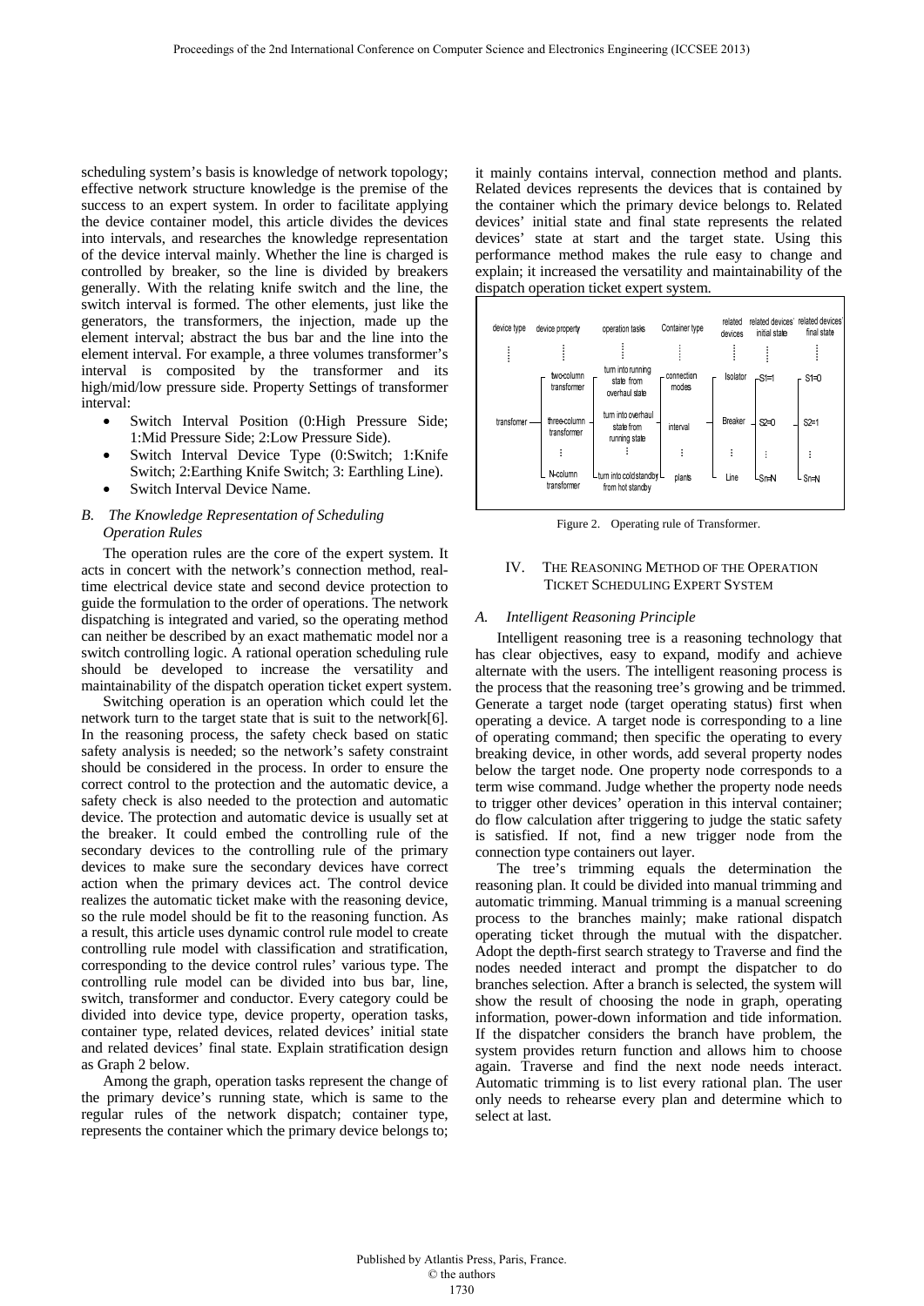scheduling system's basis is knowledge of network topology; effective network structure knowledge is the premise of the success to an expert system. In order to facilitate applying the device container model, this article divides the devices into intervals, and researches the knowledge representation of the device interval mainly. Whether the line is charged is controlled by breaker, so the line is divided by breakers generally. With the relating knife switch and the line, the switch interval is formed. The other elements, just like the generators, the transformers, the injection, made up the element interval; abstract the bus bar and the line into the element interval. For example, a three volumes transformer's interval is composited by the transformer and its high/mid/low pressure side. Property Settings of transformer interval:

- Switch Interval Position (0:High Pressure Side; 1:Mid Pressure Side; 2:Low Pressure Side).
- Switch Interval Device Type (0:Switch; 1:Knife Switch; 2:Earthing Knife Switch; 3: Earthling Line).
- Switch Interval Device Name.

### *B. The Knowledge Representation of Scheduling Operation Rules*

The operation rules are the core of the expert system. It acts in concert with the network's connection method, real-time electrical device state and second device protection to guide the formulation to the order of operations. The network dispatching is integrated and varied, so the operating method can neither be described by an exact mathematic model nor a switch controlling logic. A rational operation scheduling rule should be developed to increase the versatility and maintainability of the dispatch operation ticket expert system.

Switching operation is an operation which could let the network turn to the target state that is suit to the network[6]. In the reasoning process, the safety check based on static safety analysis is needed; so the network's safety constraint should be considered in the process. In order to ensure the correct control to the protection and the automatic device, a safety check is also needed to the protection and automatic device. The protection and automatic device is usually set at the breaker. It could embed the controlling rule of the secondary devices to the controlling rule of the primary devices to make sure the secondary devices have correct action when the primary devices act. The control device realizes the automatic ticket make with the reasoning device, so the rule model should be fit to the reasoning function. As a result, this article uses dynamic control rule model to create controlling rule model with classification and stratification, corresponding to the device control rules' various type. The controlling rule model can be divided into bus bar, line, switch, transformer and conductor. Every category could be divided into device type, device property, operation tasks, container type, related devices, related devices' initial state and related devices' final state. Explain stratification design as Graph 2 below.

Among the graph, operation tasks represent the change of the primary device's running state, which is same to the regular rules of the network dispatch; container type, represents the container which the primary device belongs to; it mainly contains interval, connection method and plants. Related devices represents the devices that is contained by the container which the primary device belongs to. Related devices' initial state and final state represents the related devices' state at start and the target state. Using this performance method makes the rule easy to change and explain; it increased the versatility and maintainability of the dispatch operation ticket expert system.

| device type | device property | operation tasks | Container type | related devices | related devices' initial state | related devices' final state |
|---|---|---|---|---|---|---|
| ⋮ | ⋮ | ⋮ | ⋮ | ⋮ | ⋮ | ⋮ |
| | two-column transformer | turn into running state from overhaul state | connection modes | Isolator | S1=1 | S1=0 |
| transformer | three-column transformer | turn into overhaul state from running state | interval | Breaker | S2=0 | S2=1 |
| | ⋮ | ⋮ | ⋮ | ⋮ | ⋮ | ⋮ |
| | N-column transformer | turn into cold standby from hot standby | plants | Line | Sn=N | Sn=N |

Figure 2. Operating rule of Transformer.

## IV. The Reasoning Method of the Operation Ticket Scheduling Expert System

### *A. Intelligent Reasoning Principle*

Intelligent reasoning tree is a reasoning technology that has clear objectives, easy to expand, modify and achieve alternate with the users. The intelligent reasoning process is the process that the reasoning tree's growing and be trimmed. Generate a target node (target operating status) first when operating a device. A target node is corresponding to a line of operating command; then specific the operating to every breaking device, in other words, add several property nodes below the target node. One property node corresponds to a term wise command. Judge whether the property node needs to trigger other devices' operation in this interval container; do flow calculation after triggering to judge the static safety is satisfied. If not, find a new trigger node from the connection type containers out layer.

The tree's trimming equals the determination the reasoning plan. It could be divided into manual trimming and automatic trimming. Manual trimming is a manual screening process to the branches mainly; make rational dispatch operating ticket through the mutual with the dispatcher. Adopt the depth-first search strategy to Traverse and find the nodes needed interact and prompt the dispatcher to do branches selection. After a branch is selected, the system will show the result of choosing the node in graph, operating information, power-down information and tide information. If the dispatcher considers the branch have problem, the system provides return function and allows him to choose again. Traverse and find the next node needs interact. Automatic trimming is to list every rational plan. The user only needs to rehearse every plan and determine which to select at last.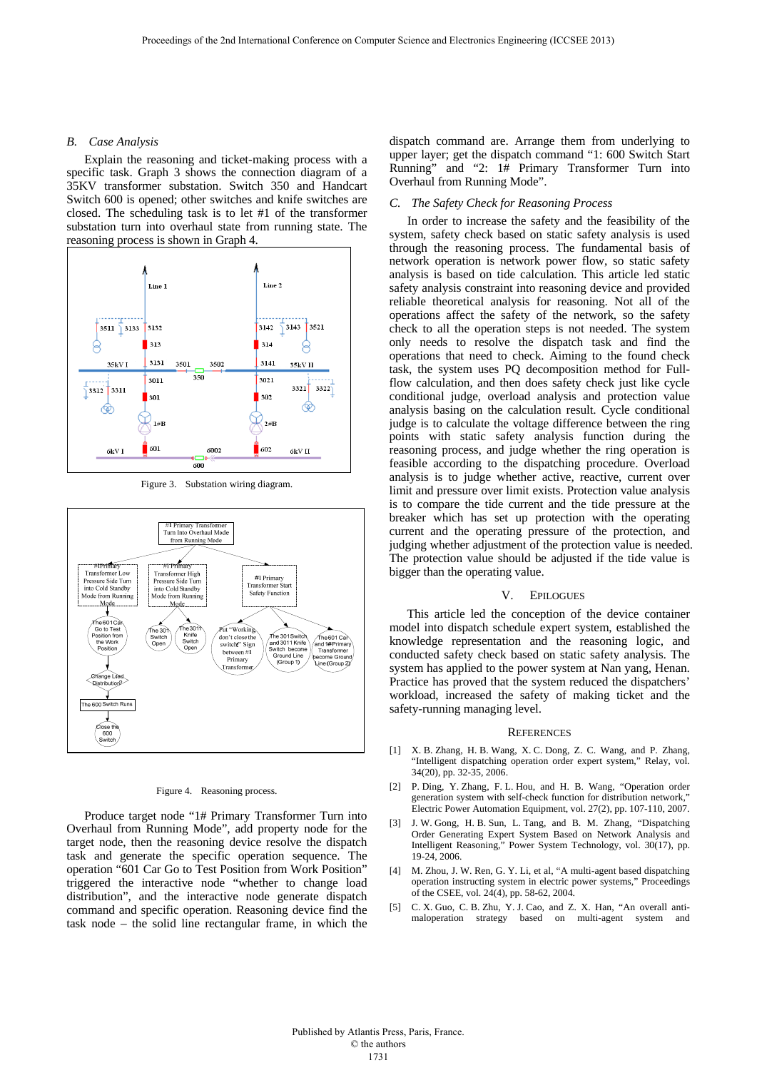### B. Case Analysis

Explain the reasoning and ticket-making process with a specific task. Graph 3 shows the connection diagram of a 35KV transformer substation. Switch 350 and Handcart Switch 600 is opened; other switches and knife switches are closed. The scheduling task is to let #1 of the transformer substation turn into overhaul state from running state. The reasoning process is shown in Graph 4.

Figure 3. Substation wiring diagram.

Figure 4. Reasoning process.

Produce target node "1# Primary Transformer Turn into Overhaul from Running Mode", add property node for the target node, then the reasoning device resolve the dispatch task and generate the specific operation sequence. The operation "601 Car Go to Test Position from Work Position" triggered the interactive node "whether to change load distribution", and the interactive node generate dispatch command and specific operation. Reasoning device find the task node – the solid line rectangular frame, in which the dispatch command are. Arrange them from underlying to upper layer; get the dispatch command "1: 600 Switch Start Running" and "2: 1# Primary Transformer Turn into Overhaul from Running Mode".

### C. The Safety Check for Reasoning Process

In order to increase the safety and the feasibility of the system, safety check based on static safety analysis is used through the reasoning process. The fundamental basis of network operation is network power flow, so static safety analysis is based on tide calculation. This article led static safety analysis constraint into reasoning device and provided reliable theoretical analysis for reasoning. Not all of the operations affect the safety of the network, so the safety check to all the operation steps is not needed. The system only needs to resolve the dispatch task and find the operations that need to check. Aiming to the found check task, the system uses PQ decomposition method for Full-flow calculation, and then does safety check just like cycle conditional judge, overload analysis and protection value analysis basing on the calculation result. Cycle conditional judge is to calculate the voltage difference between the ring points with static safety analysis function during the reasoning process, and judge whether the ring operation is feasible according to the dispatching procedure. Overload analysis is to judge whether active, reactive, current over limit and pressure over limit exists. Protection value analysis is to compare the tide current and the tide pressure at the breaker which has set up protection with the operating current and the operating pressure of the protection, and judging whether adjustment of the protection value is needed. The protection value should be adjusted if the tide value is bigger than the operating value.

## V. Epilogues

This article led the conception of the device container model into dispatch schedule expert system, established the knowledge representation and the reasoning logic, and conducted safety check based on static safety analysis. The system has applied to the power system at Nan yang, Henan. Practice has proved that the system reduced the dispatchers' workload, increased the safety of making ticket and the safety-running managing level.

## References

[1] X. B. Zhang, H. B. Wang, X. C. Dong, Z. C. Wang, and P. Zhang, "Intelligent dispatching operation order expert system," Relay, vol. 34(20), pp. 32-35, 2006.

[2] P. Ding, Y. Zhang, F. L. Hou, and H. B. Wang, "Operation order generation system with self-check function for distribution network," Electric Power Automation Equipment, vol. 27(2), pp. 107-110, 2007.

[3] J. W. Gong, H. B. Sun, L. Tang, and B. M. Zhang, "Dispatching Order Generating Expert System Based on Network Analysis and Intelligent Reasoning," Power System Technology, vol. 30(17), pp. 19-24, 2006.

[4] M. Zhou, J. W. Ren, G. Y. Li, et al, "A multi-agent based dispatching operation instructing system in electric power systems," Proceedings of the CSEE, vol. 24(4), pp. 58-62, 2004.

[5] C. X. Guo, C. B. Zhu, Y. J. Cao, and Z. X. Han, "An overall anti-maloperation strategy based on multi-agent system and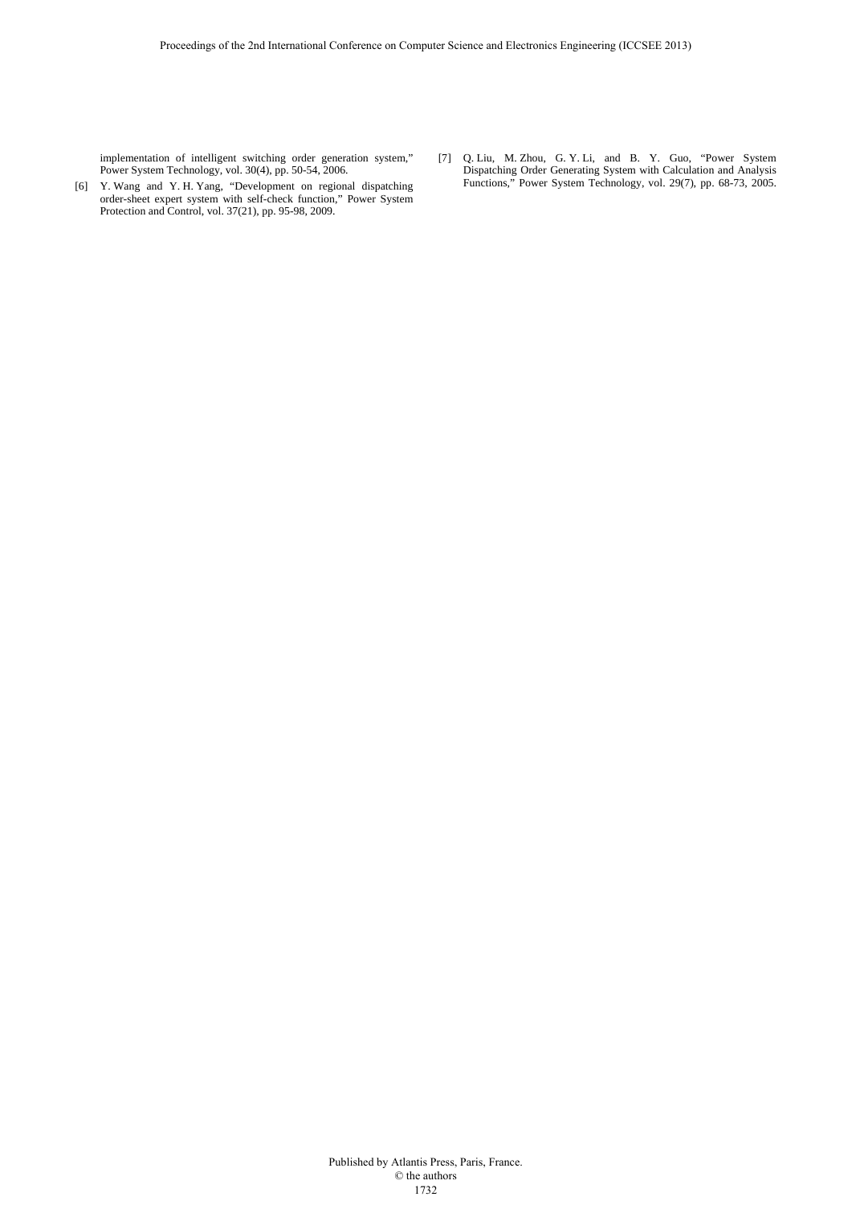implementation of intelligent switching order generation system," Power System Technology, vol. 30(4), pp. 50-54, 2006.

[6] Y. Wang and Y. H. Yang, "Development on regional dispatching order-sheet expert system with self-check function," Power System Protection and Control, vol. 37(21), pp. 95-98, 2009.

[7] Q. Liu, M. Zhou, G. Y. Li, and B. Y. Guo, "Power System Dispatching Order Generating System with Calculation and Analysis Functions," Power System Technology, vol. 29(7), pp. 68-73, 2005.